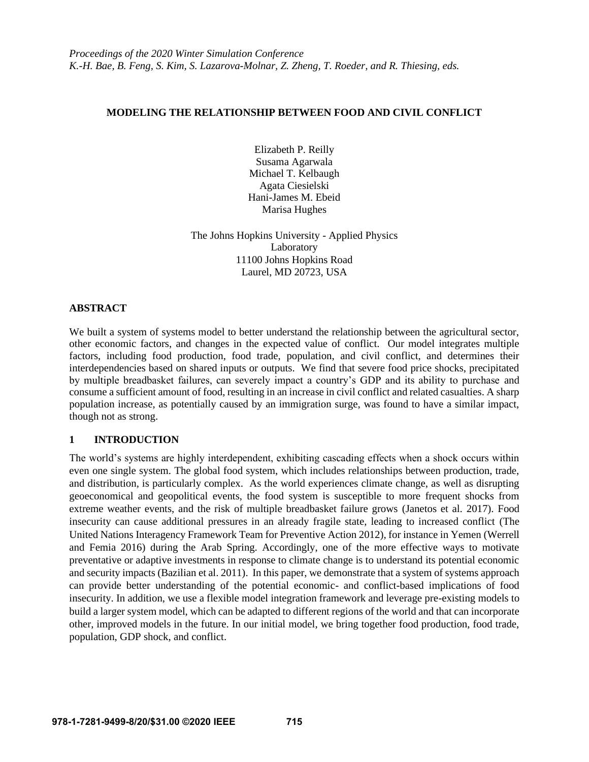# MODELING THE RELATIONSHIP BETWEEN FOOD AND CIVIL CONFLICT

Elizabeth P. Reilly
Susama Agarwala
Michael T. Kelbaugh
Agata Ciesielski
Hani-James M. Ebeid
Marisa Hughes

The Johns Hopkins University - Applied Physics Laboratory
11100 Johns Hopkins Road
Laurel, MD 20723, USA

## ABSTRACT

We built a system of systems model to better understand the relationship between the agricultural sector, other economic factors, and changes in the expected value of conflict. Our model integrates multiple factors, including food production, food trade, population, and civil conflict, and determines their interdependencies based on shared inputs or outputs. We find that severe food price shocks, precipitated by multiple breadbasket failures, can severely impact a country's GDP and its ability to purchase and consume a sufficient amount of food, resulting in an increase in civil conflict and related casualties. A sharp population increase, as potentially caused by an immigration surge, was found to have a similar impact, though not as strong.

## 1 INTRODUCTION

The world's systems are highly interdependent, exhibiting cascading effects when a shock occurs within even one single system. The global food system, which includes relationships between production, trade, and distribution, is particularly complex. As the world experiences climate change, as well as disrupting geoeconomical and geopolitical events, the food system is susceptible to more frequent shocks from extreme weather events, and the risk of multiple breadbasket failure grows (Janetos et al. 2017). Food insecurity can cause additional pressures in an already fragile state, leading to increased conflict (The United Nations Interagency Framework Team for Preventive Action 2012), for instance in Yemen (Werrell and Femia 2016) during the Arab Spring. Accordingly, one of the more effective ways to motivate preventative or adaptive investments in response to climate change is to understand its potential economic and security impacts (Bazilian et al. 2011). In this paper, we demonstrate that a system of systems approach can provide better understanding of the potential economic- and conflict-based implications of food insecurity. In addition, we use a flexible model integration framework and leverage pre-existing models to build a larger system model, which can be adapted to different regions of the world and that can incorporate other, improved models in the future. In our initial model, we bring together food production, food trade, population, GDP shock, and conflict.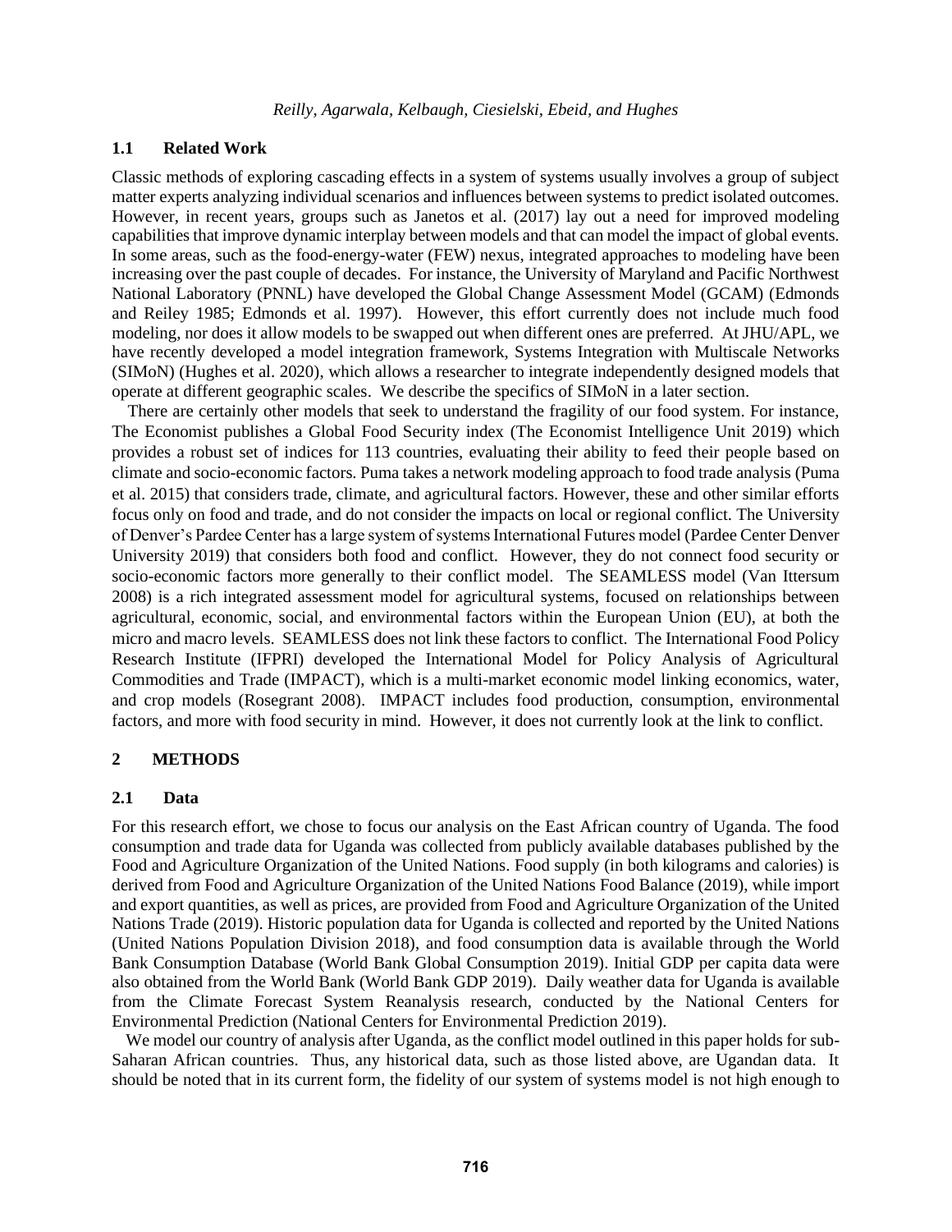### 1.1 Related Work

Classic methods of exploring cascading effects in a system of systems usually involves a group of subject matter experts analyzing individual scenarios and influences between systems to predict isolated outcomes. However, in recent years, groups such as Janetos et al. (2017) lay out a need for improved modeling capabilities that improve dynamic interplay between models and that can model the impact of global events. In some areas, such as the food-energy-water (FEW) nexus, integrated approaches to modeling have been increasing over the past couple of decades. For instance, the University of Maryland and Pacific Northwest National Laboratory (PNNL) have developed the Global Change Assessment Model (GCAM) (Edmonds and Reiley 1985; Edmonds et al. 1997). However, this effort currently does not include much food modeling, nor does it allow models to be swapped out when different ones are preferred. At JHU/APL, we have recently developed a model integration framework, Systems Integration with Multiscale Networks (SIMoN) (Hughes et al. 2020), which allows a researcher to integrate independently designed models that operate at different geographic scales. We describe the specifics of SIMoN in a later section.

There are certainly other models that seek to understand the fragility of our food system. For instance, The Economist publishes a Global Food Security index (The Economist Intelligence Unit 2019) which provides a robust set of indices for 113 countries, evaluating their ability to feed their people based on climate and socio-economic factors. Puma takes a network modeling approach to food trade analysis (Puma et al. 2015) that considers trade, climate, and agricultural factors. However, these and other similar efforts focus only on food and trade, and do not consider the impacts on local or regional conflict. The University of Denver's Pardee Center has a large system of systems International Futures model (Pardee Center Denver University 2019) that considers both food and conflict. However, they do not connect food security or socio-economic factors more generally to their conflict model. The SEAMLESS model (Van Ittersum 2008) is a rich integrated assessment model for agricultural systems, focused on relationships between agricultural, economic, social, and environmental factors within the European Union (EU), at both the micro and macro levels. SEAMLESS does not link these factors to conflict. The International Food Policy Research Institute (IFPRI) developed the International Model for Policy Analysis of Agricultural Commodities and Trade (IMPACT), which is a multi-market economic model linking economics, water, and crop models (Rosegrant 2008). IMPACT includes food production, consumption, environmental factors, and more with food security in mind. However, it does not currently look at the link to conflict.

## 2 METHODS

### 2.1 Data

For this research effort, we chose to focus our analysis on the East African country of Uganda. The food consumption and trade data for Uganda was collected from publicly available databases published by the Food and Agriculture Organization of the United Nations. Food supply (in both kilograms and calories) is derived from Food and Agriculture Organization of the United Nations Food Balance (2019), while import and export quantities, as well as prices, are provided from Food and Agriculture Organization of the United Nations Trade (2019). Historic population data for Uganda is collected and reported by the United Nations (United Nations Population Division 2018), and food consumption data is available through the World Bank Consumption Database (World Bank Global Consumption 2019). Initial GDP per capita data were also obtained from the World Bank (World Bank GDP 2019). Daily weather data for Uganda is available from the Climate Forecast System Reanalysis research, conducted by the National Centers for Environmental Prediction (National Centers for Environmental Prediction 2019).

We model our country of analysis after Uganda, as the conflict model outlined in this paper holds for sub-Saharan African countries. Thus, any historical data, such as those listed above, are Ugandan data. It should be noted that in its current form, the fidelity of our system of systems model is not high enough to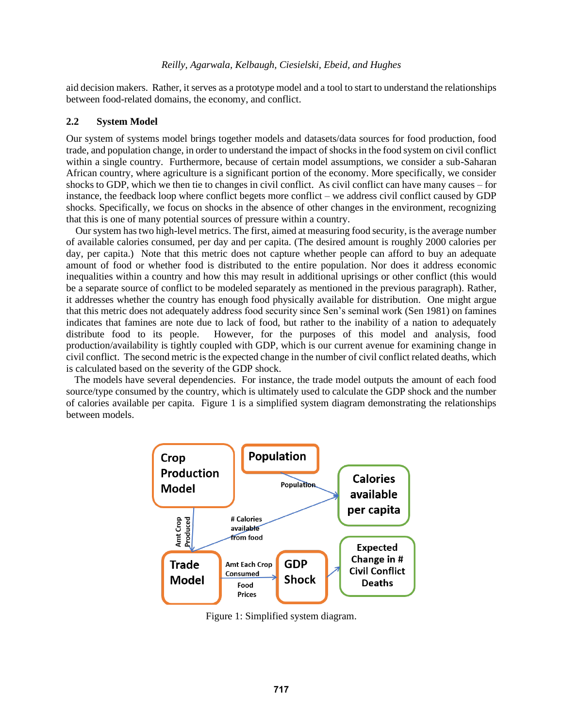aid decision makers. Rather, it serves as a prototype model and a tool to start to understand the relationships between food-related domains, the economy, and conflict.

### 2.2 System Model

Our system of systems model brings together models and datasets/data sources for food production, food trade, and population change, in order to understand the impact of shocks in the food system on civil conflict within a single country. Furthermore, because of certain model assumptions, we consider a sub-Saharan African country, where agriculture is a significant portion of the economy. More specifically, we consider shocks to GDP, which we then tie to changes in civil conflict. As civil conflict can have many causes – for instance, the feedback loop where conflict begets more conflict – we address civil conflict caused by GDP shocks. Specifically, we focus on shocks in the absence of other changes in the environment, recognizing that this is one of many potential sources of pressure within a country.

Our system has two high-level metrics. The first, aimed at measuring food security, is the average number of available calories consumed, per day and per capita. (The desired amount is roughly 2000 calories per day, per capita.) Note that this metric does not capture whether people can afford to buy an adequate amount of food or whether food is distributed to the entire population. Nor does it address economic inequalities within a country and how this may result in additional uprisings or other conflict (this would be a separate source of conflict to be modeled separately as mentioned in the previous paragraph). Rather, it addresses whether the country has enough food physically available for distribution. One might argue that this metric does not adequately address food security since Sen's seminal work (Sen 1981) on famines indicates that famines are note due to lack of food, but rather to the inability of a nation to adequately distribute food to its people. However, for the purposes of this model and analysis, food production/availability is tightly coupled with GDP, which is our current avenue for examining change in civil conflict. The second metric is the expected change in the number of civil conflict related deaths, which is calculated based on the severity of the GDP shock.

The models have several dependencies. For instance, the trade model outputs the amount of each food source/type consumed by the country, which is ultimately used to calculate the GDP shock and the number of calories available per capita. Figure 1 is a simplified system diagram demonstrating the relationships between models.

Figure 1: Simplified system diagram.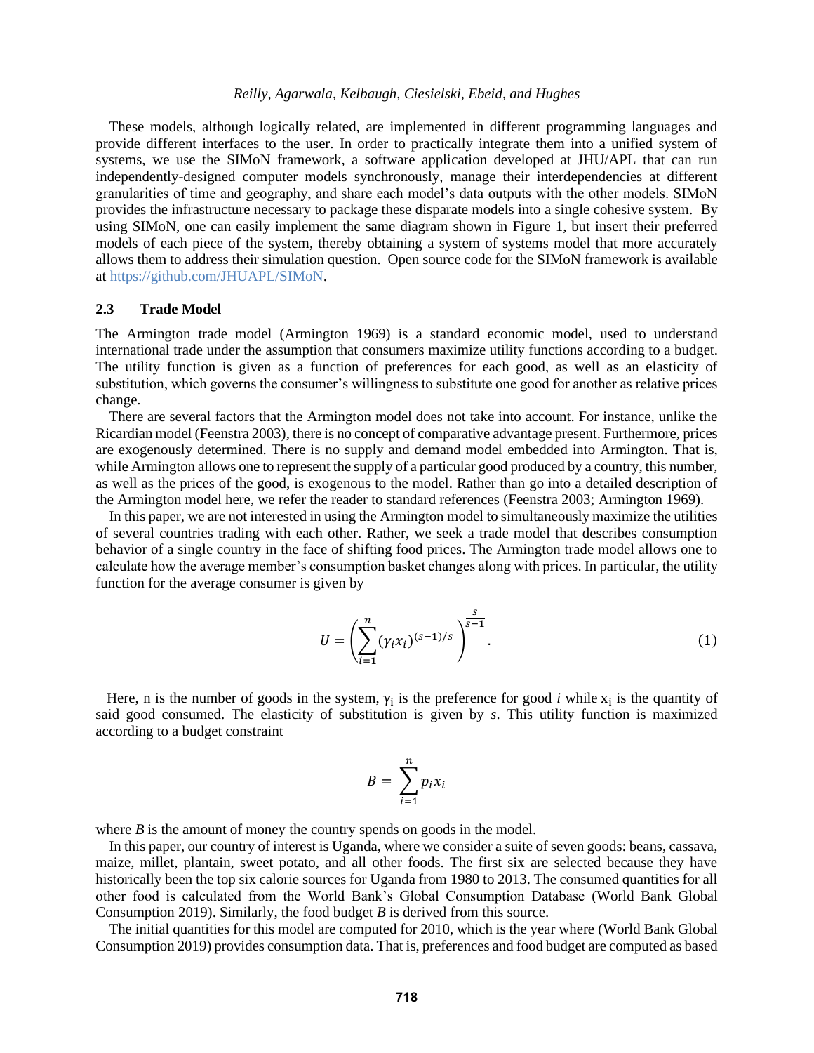These models, although logically related, are implemented in different programming languages and provide different interfaces to the user. In order to practically integrate them into a unified system of systems, we use the SIMoN framework, a software application developed at JHU/APL that can run independently-designed computer models synchronously, manage their interdependencies at different granularities of time and geography, and share each model's data outputs with the other models. SIMoN provides the infrastructure necessary to package these disparate models into a single cohesive system. By using SIMoN, one can easily implement the same diagram shown in Figure 1, but insert their preferred models of each piece of the system, thereby obtaining a system of systems model that more accurately allows them to address their simulation question. Open source code for the SIMoN framework is available at https://github.com/JHUAPL/SIMoN.

### 2.3 Trade Model

The Armington trade model (Armington 1969) is a standard economic model, used to understand international trade under the assumption that consumers maximize utility functions according to a budget. The utility function is given as a function of preferences for each good, as well as an elasticity of substitution, which governs the consumer's willingness to substitute one good for another as relative prices change.

There are several factors that the Armington model does not take into account. For instance, unlike the Ricardian model (Feenstra 2003), there is no concept of comparative advantage present. Furthermore, prices are exogenously determined. There is no supply and demand model embedded into Armington. That is, while Armington allows one to represent the supply of a particular good produced by a country, this number, as well as the prices of the good, is exogenous to the model. Rather than go into a detailed description of the Armington model here, we refer the reader to standard references (Feenstra 2003; Armington 1969).

In this paper, we are not interested in using the Armington model to simultaneously maximize the utilities of several countries trading with each other. Rather, we seek a trade model that describes consumption behavior of a single country in the face of shifting food prices. The Armington trade model allows one to calculate how the average member's consumption basket changes along with prices. In particular, the utility function for the average consumer is given by

$$U = \left( \sum_{i=1}^{n} (\gamma_i x_i)^{(s-1)/s} \right)^{\frac{s}{s-1}}. \tag{1}$$

Here, n is the number of goods in the system, $\gamma_i$ is the preference for good *i* while $x_i$ is the quantity of said good consumed. The elasticity of substitution is given by *s*. This utility function is maximized according to a budget constraint

$$B = \sum_{i=1}^{n} p_i x_i$$

where *B* is the amount of money the country spends on goods in the model.

In this paper, our country of interest is Uganda, where we consider a suite of seven goods: beans, cassava, maize, millet, plantain, sweet potato, and all other foods. The first six are selected because they have historically been the top six calorie sources for Uganda from 1980 to 2013. The consumed quantities for all other food is calculated from the World Bank's Global Consumption Database (World Bank Global Consumption 2019). Similarly, the food budget *B* is derived from this source.

The initial quantities for this model are computed for 2010, which is the year where (World Bank Global Consumption 2019) provides consumption data. That is, preferences and food budget are computed as based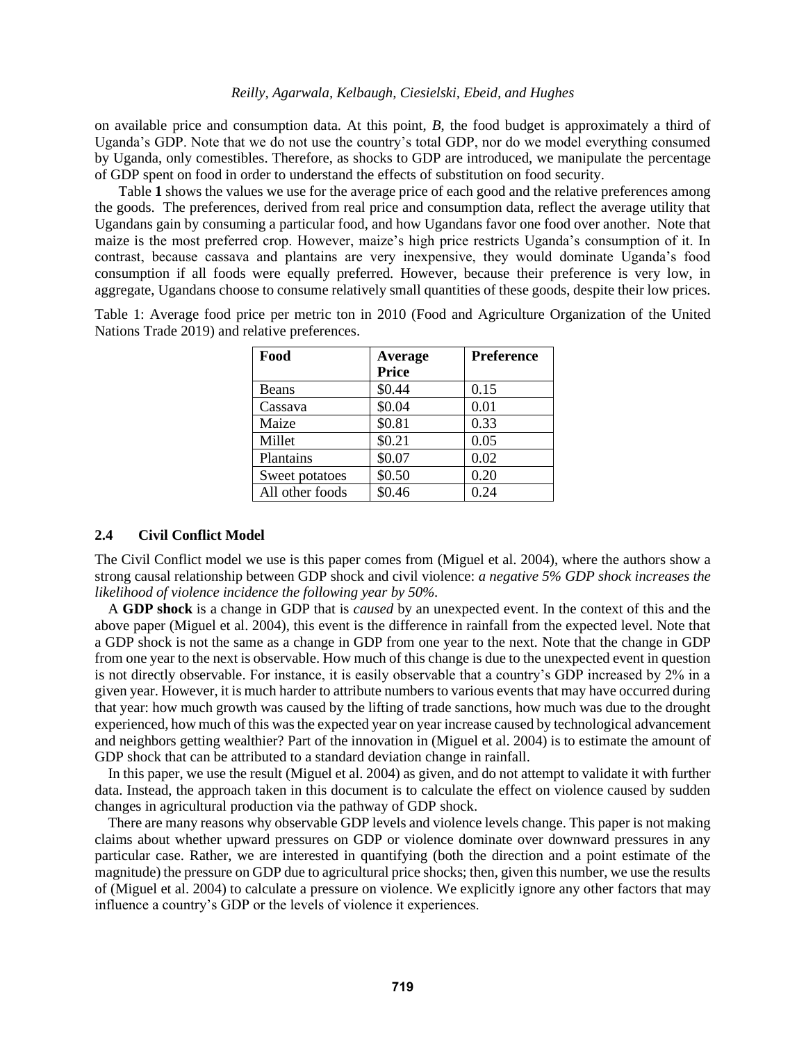on available price and consumption data. At this point, $B$, the food budget is approximately a third of Uganda's GDP. Note that we do not use the country's total GDP, nor do we model everything consumed by Uganda, only comestibles. Therefore, as shocks to GDP are introduced, we manipulate the percentage of GDP spent on food in order to understand the effects of substitution on food security.

Table **1** shows the values we use for the average price of each good and the relative preferences among the goods. The preferences, derived from real price and consumption data, reflect the average utility that Ugandans gain by consuming a particular food, and how Ugandans favor one food over another. Note that maize is the most preferred crop. However, maize's high price restricts Uganda's consumption of it. In contrast, because cassava and plantains are very inexpensive, they would dominate Uganda's food consumption if all foods were equally preferred. However, because their preference is very low, in aggregate, Ugandans choose to consume relatively small quantities of these goods, despite their low prices.

Table 1: Average food price per metric ton in 2010 (Food and Agriculture Organization of the United Nations Trade 2019) and relative preferences.

| Food | Average Price | Preference |
|---|---|---|
| Beans | $0.44 | 0.15 |
| Cassava | $0.04 | 0.01 |
| Maize | $0.81 | 0.33 |
| Millet | $0.21 | 0.05 |
| Plantains | $0.07 | 0.02 |
| Sweet potatoes | $0.50 | 0.20 |
| All other foods | $0.46 | 0.24 |

## 2.4 Civil Conflict Model

The Civil Conflict model we use is this paper comes from (Miguel et al. 2004), where the authors show a strong causal relationship between GDP shock and civil violence: *a negative 5% GDP shock increases the likelihood of violence incidence the following year by 50%.*

A **GDP shock** is a change in GDP that is *caused* by an unexpected event. In the context of this and the above paper (Miguel et al. 2004), this event is the difference in rainfall from the expected level. Note that a GDP shock is not the same as a change in GDP from one year to the next. Note that the change in GDP from one year to the next is observable. How much of this change is due to the unexpected event in question is not directly observable. For instance, it is easily observable that a country's GDP increased by 2% in a given year. However, it is much harder to attribute numbers to various events that may have occurred during that year: how much growth was caused by the lifting of trade sanctions, how much was due to the drought experienced, how much of this was the expected year on year increase caused by technological advancement and neighbors getting wealthier? Part of the innovation in (Miguel et al. 2004) is to estimate the amount of GDP shock that can be attributed to a standard deviation change in rainfall.

In this paper, we use the result (Miguel et al. 2004) as given, and do not attempt to validate it with further data. Instead, the approach taken in this document is to calculate the effect on violence caused by sudden changes in agricultural production via the pathway of GDP shock.

There are many reasons why observable GDP levels and violence levels change. This paper is not making claims about whether upward pressures on GDP or violence dominate over downward pressures in any particular case. Rather, we are interested in quantifying (both the direction and a point estimate of the magnitude) the pressure on GDP due to agricultural price shocks; then, given this number, we use the results of (Miguel et al. 2004) to calculate a pressure on violence. We explicitly ignore any other factors that may influence a country's GDP or the levels of violence it experiences.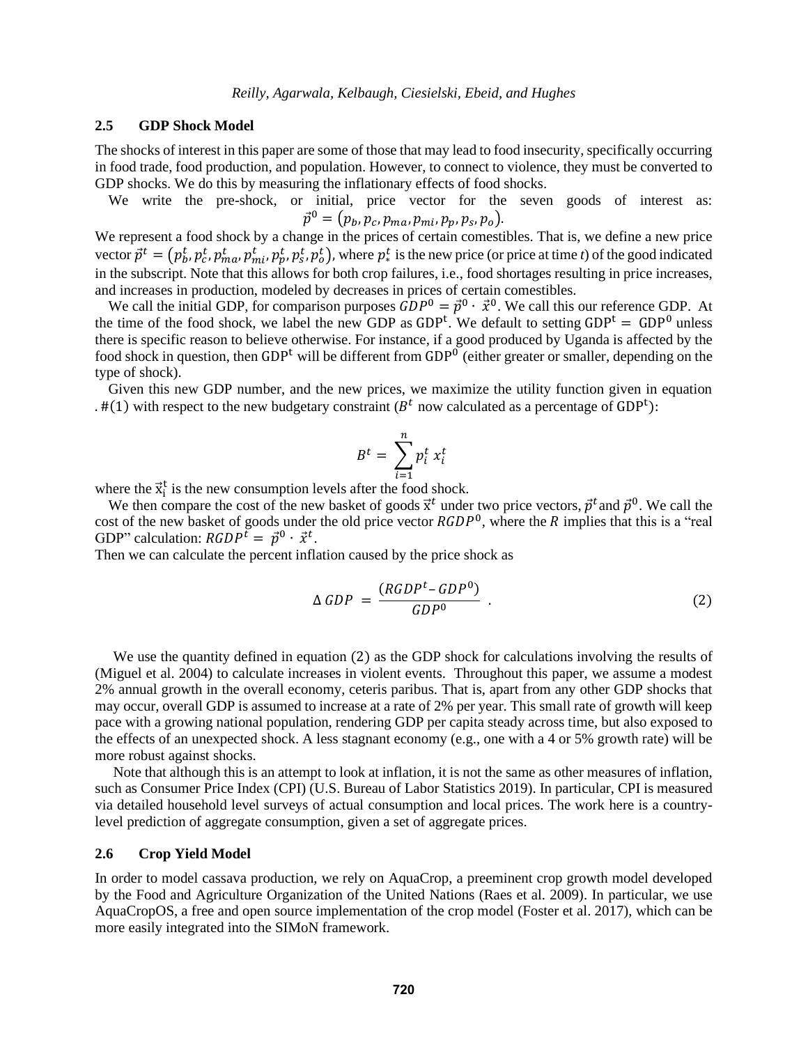### 2.5 GDP Shock Model

The shocks of interest in this paper are some of those that may lead to food insecurity, specifically occurring in food trade, food production, and population. However, to connect to violence, they must be converted to GDP shocks. We do this by measuring the inflationary effects of food shocks.

We write the pre-shock, or initial, price vector for the seven goods of interest as:

$$\vec{p}^0 = (p_b, p_c, p_{ma}, p_{mi}, p_p, p_s, p_o).$$

We represent a food shock by a change in the prices of certain comestibles. That is, we define a new price vector $\vec{p}^t = (p_b^t, p_c^t, p_{ma}^t, p_{mi}^t, p_p^t, p_s^t, p_o^t)$, where $p_*^t$ is the new price (or price at time *t*) of the good indicated in the subscript. Note that this allows for both crop failures, i.e., food shortages resulting in price increases, and increases in production, modeled by decreases in prices of certain comestibles.

We call the initial GDP, for comparison purposes $GDP^0 = \vec{p}^0 \cdot \vec{x}^0$. We call this our reference GDP. At the time of the food shock, we label the new GDP as $\mathrm{GDP}^{\mathrm{t}}$. We default to setting $\mathrm{GDP}^{\mathrm{t}} = \mathrm{GDP}^0$ unless there is specific reason to believe otherwise. For instance, if a good produced by Uganda is affected by the food shock in question, then $\mathrm{GDP}^{\mathrm{t}}$ will be different from $\mathrm{GDP}^0$ (either greater or smaller, depending on the type of shock).

Given this new GDP number, and the new prices, we maximize the utility function given in equation . #(1) with respect to the new budgetary constraint ($B^t$ now calculated as a percentage of $\mathrm{GDP}^{\mathrm{t}}$):

$$B^t = \sum_{i=1}^{n} p_i^t \, x_i^t$$

where the $\vec{\mathrm{x}}_{\mathrm{i}}^{\mathrm{t}}$ is the new consumption levels after the food shock.

We then compare the cost of the new basket of goods $\vec{\mathrm{x}}^t$ under two price vectors, $\vec{p}^t$ and $\vec{p}^0$. We call the cost of the new basket of goods under the old price vector $RGDP^0$, where the $R$ implies that this is a "real GDP" calculation: $RGDP^t = \vec{p}^0 \cdot \vec{x}^t$.

Then we can calculate the percent inflation caused by the price shock as

$$\Delta\, GDP \;=\; \frac{(RGDP^t - GDP^0)}{GDP^0} \quad . \tag{2}$$

We use the quantity defined in equation (2) as the GDP shock for calculations involving the results of (Miguel et al. 2004) to calculate increases in violent events. Throughout this paper, we assume a modest 2% annual growth in the overall economy, ceteris paribus. That is, apart from any other GDP shocks that may occur, overall GDP is assumed to increase at a rate of 2% per year. This small rate of growth will keep pace with a growing national population, rendering GDP per capita steady across time, but also exposed to the effects of an unexpected shock. A less stagnant economy (e.g., one with a 4 or 5% growth rate) will be more robust against shocks.

Note that although this is an attempt to look at inflation, it is not the same as other measures of inflation, such as Consumer Price Index (CPI) (U.S. Bureau of Labor Statistics 2019). In particular, CPI is measured via detailed household level surveys of actual consumption and local prices. The work here is a country-level prediction of aggregate consumption, given a set of aggregate prices.

### 2.6 Crop Yield Model

In order to model cassava production, we rely on AquaCrop, a preeminent crop growth model developed by the Food and Agriculture Organization of the United Nations (Raes et al. 2009). In particular, we use AquaCropOS, a free and open source implementation of the crop model (Foster et al. 2017), which can be more easily integrated into the SIMoN framework.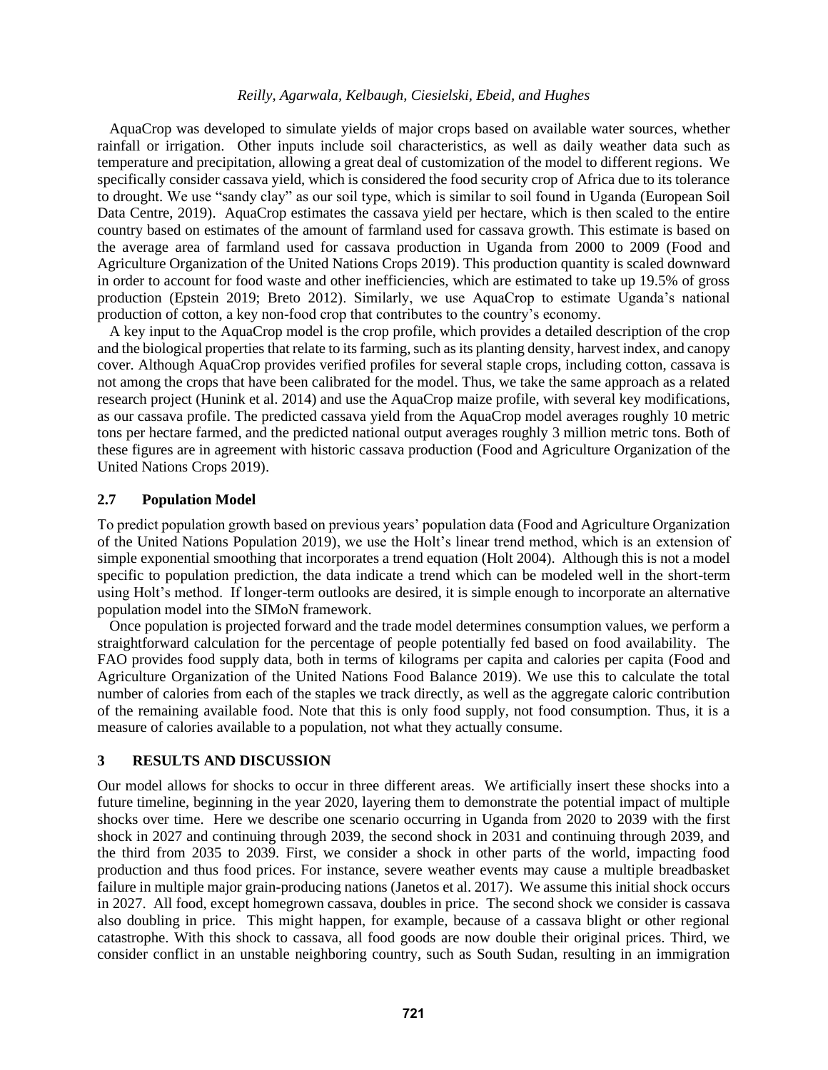AquaCrop was developed to simulate yields of major crops based on available water sources, whether rainfall or irrigation. Other inputs include soil characteristics, as well as daily weather data such as temperature and precipitation, allowing a great deal of customization of the model to different regions. We specifically consider cassava yield, which is considered the food security crop of Africa due to its tolerance to drought. We use "sandy clay" as our soil type, which is similar to soil found in Uganda (European Soil Data Centre, 2019). AquaCrop estimates the cassava yield per hectare, which is then scaled to the entire country based on estimates of the amount of farmland used for cassava growth. This estimate is based on the average area of farmland used for cassava production in Uganda from 2000 to 2009 (Food and Agriculture Organization of the United Nations Crops 2019). This production quantity is scaled downward in order to account for food waste and other inefficiencies, which are estimated to take up 19.5% of gross production (Epstein 2019; Breto 2012). Similarly, we use AquaCrop to estimate Uganda's national production of cotton, a key non-food crop that contributes to the country's economy.

A key input to the AquaCrop model is the crop profile, which provides a detailed description of the crop and the biological properties that relate to its farming, such as its planting density, harvest index, and canopy cover. Although AquaCrop provides verified profiles for several staple crops, including cotton, cassava is not among the crops that have been calibrated for the model. Thus, we take the same approach as a related research project (Hunink et al. 2014) and use the AquaCrop maize profile, with several key modifications, as our cassava profile. The predicted cassava yield from the AquaCrop model averages roughly 10 metric tons per hectare farmed, and the predicted national output averages roughly 3 million metric tons. Both of these figures are in agreement with historic cassava production (Food and Agriculture Organization of the United Nations Crops 2019).

### 2.7 Population Model

To predict population growth based on previous years' population data (Food and Agriculture Organization of the United Nations Population 2019), we use the Holt's linear trend method, which is an extension of simple exponential smoothing that incorporates a trend equation (Holt 2004). Although this is not a model specific to population prediction, the data indicate a trend which can be modeled well in the short-term using Holt's method. If longer-term outlooks are desired, it is simple enough to incorporate an alternative population model into the SIMoN framework.

Once population is projected forward and the trade model determines consumption values, we perform a straightforward calculation for the percentage of people potentially fed based on food availability. The FAO provides food supply data, both in terms of kilograms per capita and calories per capita (Food and Agriculture Organization of the United Nations Food Balance 2019). We use this to calculate the total number of calories from each of the staples we track directly, as well as the aggregate caloric contribution of the remaining available food. Note that this is only food supply, not food consumption. Thus, it is a measure of calories available to a population, not what they actually consume.

## 3 RESULTS AND DISCUSSION

Our model allows for shocks to occur in three different areas. We artificially insert these shocks into a future timeline, beginning in the year 2020, layering them to demonstrate the potential impact of multiple shocks over time. Here we describe one scenario occurring in Uganda from 2020 to 2039 with the first shock in 2027 and continuing through 2039, the second shock in 2031 and continuing through 2039, and the third from 2035 to 2039. First, we consider a shock in other parts of the world, impacting food production and thus food prices. For instance, severe weather events may cause a multiple breadbasket failure in multiple major grain-producing nations (Janetos et al. 2017). We assume this initial shock occurs in 2027. All food, except homegrown cassava, doubles in price. The second shock we consider is cassava also doubling in price. This might happen, for example, because of a cassava blight or other regional catastrophe. With this shock to cassava, all food goods are now double their original prices. Third, we consider conflict in an unstable neighboring country, such as South Sudan, resulting in an immigration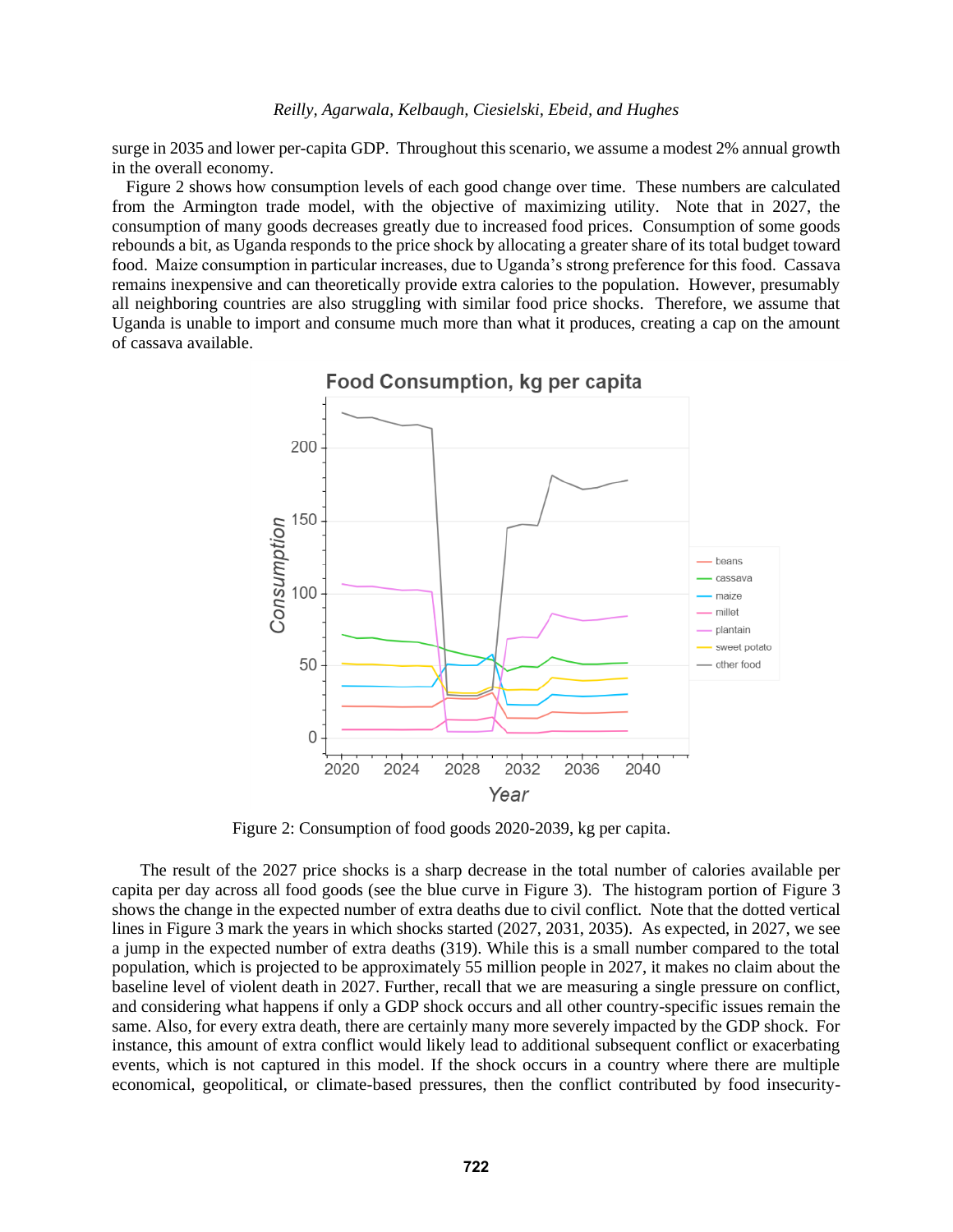surge in 2035 and lower per-capita GDP. Throughout this scenario, we assume a modest 2% annual growth in the overall economy.

Figure 2 shows how consumption levels of each good change over time. These numbers are calculated from the Armington trade model, with the objective of maximizing utility. Note that in 2027, the consumption of many goods decreases greatly due to increased food prices. Consumption of some goods rebounds a bit, as Uganda responds to the price shock by allocating a greater share of its total budget toward food. Maize consumption in particular increases, due to Uganda's strong preference for this food. Cassava remains inexpensive and can theoretically provide extra calories to the population. However, presumably all neighboring countries are also struggling with similar food price shocks. Therefore, we assume that Uganda is unable to import and consume much more than what it produces, creating a cap on the amount of cassava available.

Figure 2: Consumption of food goods 2020-2039, kg per capita.

The result of the 2027 price shocks is a sharp decrease in the total number of calories available per capita per day across all food goods (see the blue curve in Figure 3). The histogram portion of Figure 3 shows the change in the expected number of extra deaths due to civil conflict. Note that the dotted vertical lines in Figure 3 mark the years in which shocks started (2027, 2031, 2035). As expected, in 2027, we see a jump in the expected number of extra deaths (319). While this is a small number compared to the total population, which is projected to be approximately 55 million people in 2027, it makes no claim about the baseline level of violent death in 2027. Further, recall that we are measuring a single pressure on conflict, and considering what happens if only a GDP shock occurs and all other country-specific issues remain the same. Also, for every extra death, there are certainly many more severely impacted by the GDP shock. For instance, this amount of extra conflict would likely lead to additional subsequent conflict or exacerbating events, which is not captured in this model. If the shock occurs in a country where there are multiple economical, geopolitical, or climate-based pressures, then the conflict contributed by food insecurity-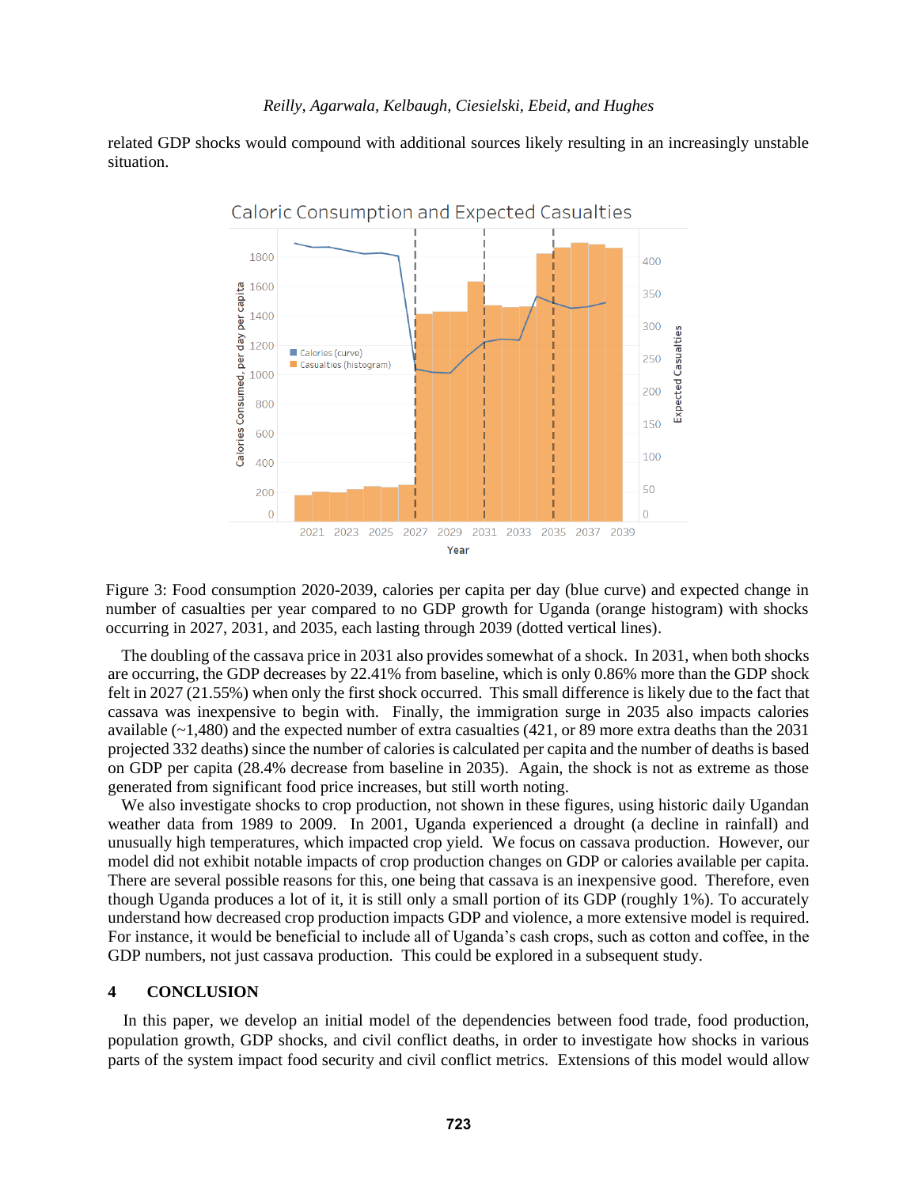related GDP shocks would compound with additional sources likely resulting in an increasingly unstable situation.

Figure 3: Food consumption 2020-2039, calories per capita per day (blue curve) and expected change in number of casualties per year compared to no GDP growth for Uganda (orange histogram) with shocks occurring in 2027, 2031, and 2035, each lasting through 2039 (dotted vertical lines).

The doubling of the cassava price in 2031 also provides somewhat of a shock. In 2031, when both shocks are occurring, the GDP decreases by 22.41% from baseline, which is only 0.86% more than the GDP shock felt in 2027 (21.55%) when only the first shock occurred. This small difference is likely due to the fact that cassava was inexpensive to begin with. Finally, the immigration surge in 2035 also impacts calories available (~1,480) and the expected number of extra casualties (421, or 89 more extra deaths than the 2031 projected 332 deaths) since the number of calories is calculated per capita and the number of deaths is based on GDP per capita (28.4% decrease from baseline in 2035). Again, the shock is not as extreme as those generated from significant food price increases, but still worth noting.

We also investigate shocks to crop production, not shown in these figures, using historic daily Ugandan weather data from 1989 to 2009. In 2001, Uganda experienced a drought (a decline in rainfall) and unusually high temperatures, which impacted crop yield. We focus on cassava production. However, our model did not exhibit notable impacts of crop production changes on GDP or calories available per capita. There are several possible reasons for this, one being that cassava is an inexpensive good. Therefore, even though Uganda produces a lot of it, it is still only a small portion of its GDP (roughly 1%). To accurately understand how decreased crop production impacts GDP and violence, a more extensive model is required. For instance, it would be beneficial to include all of Uganda's cash crops, such as cotton and coffee, in the GDP numbers, not just cassava production. This could be explored in a subsequent study.

## 4 CONCLUSION

In this paper, we develop an initial model of the dependencies between food trade, food production, population growth, GDP shocks, and civil conflict deaths, in order to investigate how shocks in various parts of the system impact food security and civil conflict metrics. Extensions of this model would allow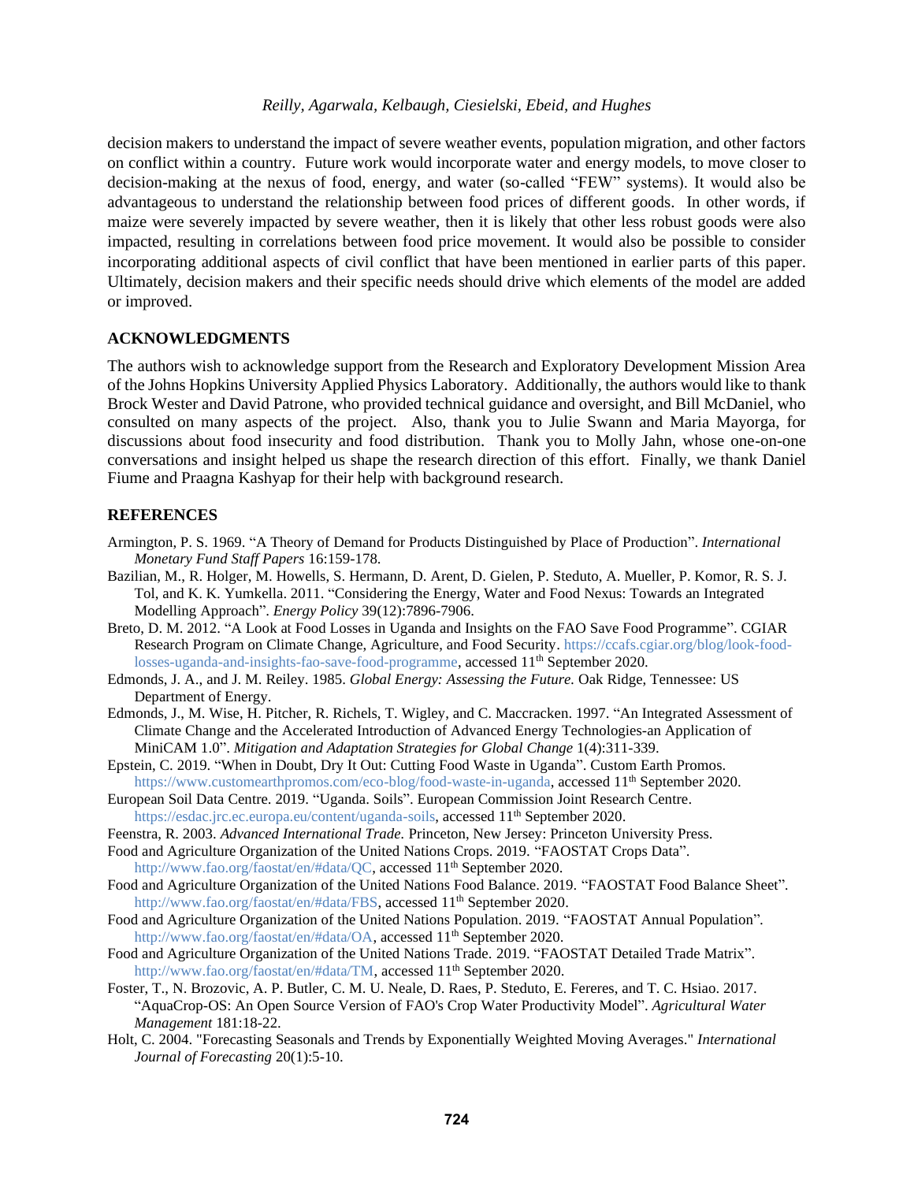decision makers to understand the impact of severe weather events, population migration, and other factors on conflict within a country. Future work would incorporate water and energy models, to move closer to decision-making at the nexus of food, energy, and water (so-called "FEW" systems). It would also be advantageous to understand the relationship between food prices of different goods. In other words, if maize were severely impacted by severe weather, then it is likely that other less robust goods were also impacted, resulting in correlations between food price movement. It would also be possible to consider incorporating additional aspects of civil conflict that have been mentioned in earlier parts of this paper. Ultimately, decision makers and their specific needs should drive which elements of the model are added or improved.

## ACKNOWLEDGMENTS

The authors wish to acknowledge support from the Research and Exploratory Development Mission Area of the Johns Hopkins University Applied Physics Laboratory. Additionally, the authors would like to thank Brock Wester and David Patrone, who provided technical guidance and oversight, and Bill McDaniel, who consulted on many aspects of the project. Also, thank you to Julie Swann and Maria Mayorga, for discussions about food insecurity and food distribution. Thank you to Molly Jahn, whose one-on-one conversations and insight helped us shape the research direction of this effort. Finally, we thank Daniel Fiume and Praagna Kashyap for their help with background research.

## REFERENCES

Armington, P. S. 1969. "A Theory of Demand for Products Distinguished by Place of Production". *International Monetary Fund Staff Papers* 16:159-178.

Bazilian, M., R. Holger, M. Howells, S. Hermann, D. Arent, D. Gielen, P. Steduto, A. Mueller, P. Komor, R. S. J. Tol, and K. K. Yumkella. 2011. "Considering the Energy, Water and Food Nexus: Towards an Integrated Modelling Approach". *Energy Policy* 39(12):7896-7906.

Breto, D. M. 2012. "A Look at Food Losses in Uganda and Insights on the FAO Save Food Programme". CGIAR Research Program on Climate Change, Agriculture, and Food Security. https://ccafs.cgiar.org/blog/look-food-losses-uganda-and-insights-fao-save-food-programme, accessed 11th September 2020.

Edmonds, J. A., and J. M. Reiley. 1985. *Global Energy: Assessing the Future.* Oak Ridge, Tennessee: US Department of Energy.

Edmonds, J., M. Wise, H. Pitcher, R. Richels, T. Wigley, and C. Maccracken. 1997. "An Integrated Assessment of Climate Change and the Accelerated Introduction of Advanced Energy Technologies-an Application of MiniCAM 1.0". *Mitigation and Adaptation Strategies for Global Change* 1(4):311-339.

Epstein, C. 2019. "When in Doubt, Dry It Out: Cutting Food Waste in Uganda". Custom Earth Promos. https://www.customearthpromos.com/eco-blog/food-waste-in-uganda, accessed 11th September 2020.

European Soil Data Centre. 2019. "Uganda. Soils". European Commission Joint Research Centre. https://esdac.jrc.ec.europa.eu/content/uganda-soils, accessed 11th September 2020.

Feenstra, R. 2003. *Advanced International Trade.* Princeton, New Jersey: Princeton University Press.

Food and Agriculture Organization of the United Nations Crops. 2019. "FAOSTAT Crops Data". http://www.fao.org/faostat/en/#data/QC, accessed 11th September 2020.

Food and Agriculture Organization of the United Nations Food Balance. 2019. "FAOSTAT Food Balance Sheet". http://www.fao.org/faostat/en/#data/FBS, accessed 11th September 2020.

Food and Agriculture Organization of the United Nations Population. 2019. "FAOSTAT Annual Population". http://www.fao.org/faostat/en/#data/OA, accessed 11th September 2020.

Food and Agriculture Organization of the United Nations Trade. 2019. "FAOSTAT Detailed Trade Matrix". http://www.fao.org/faostat/en/#data/TM, accessed 11th September 2020.

Foster, T., N. Brozovic, A. P. Butler, C. M. U. Neale, D. Raes, P. Steduto, E. Fereres, and T. C. Hsiao. 2017. "AquaCrop-OS: An Open Source Version of FAO's Crop Water Productivity Model". *Agricultural Water Management* 181:18-22.

Holt, C. 2004. "Forecasting Seasonals and Trends by Exponentially Weighted Moving Averages." *International Journal of Forecasting* 20(1):5-10.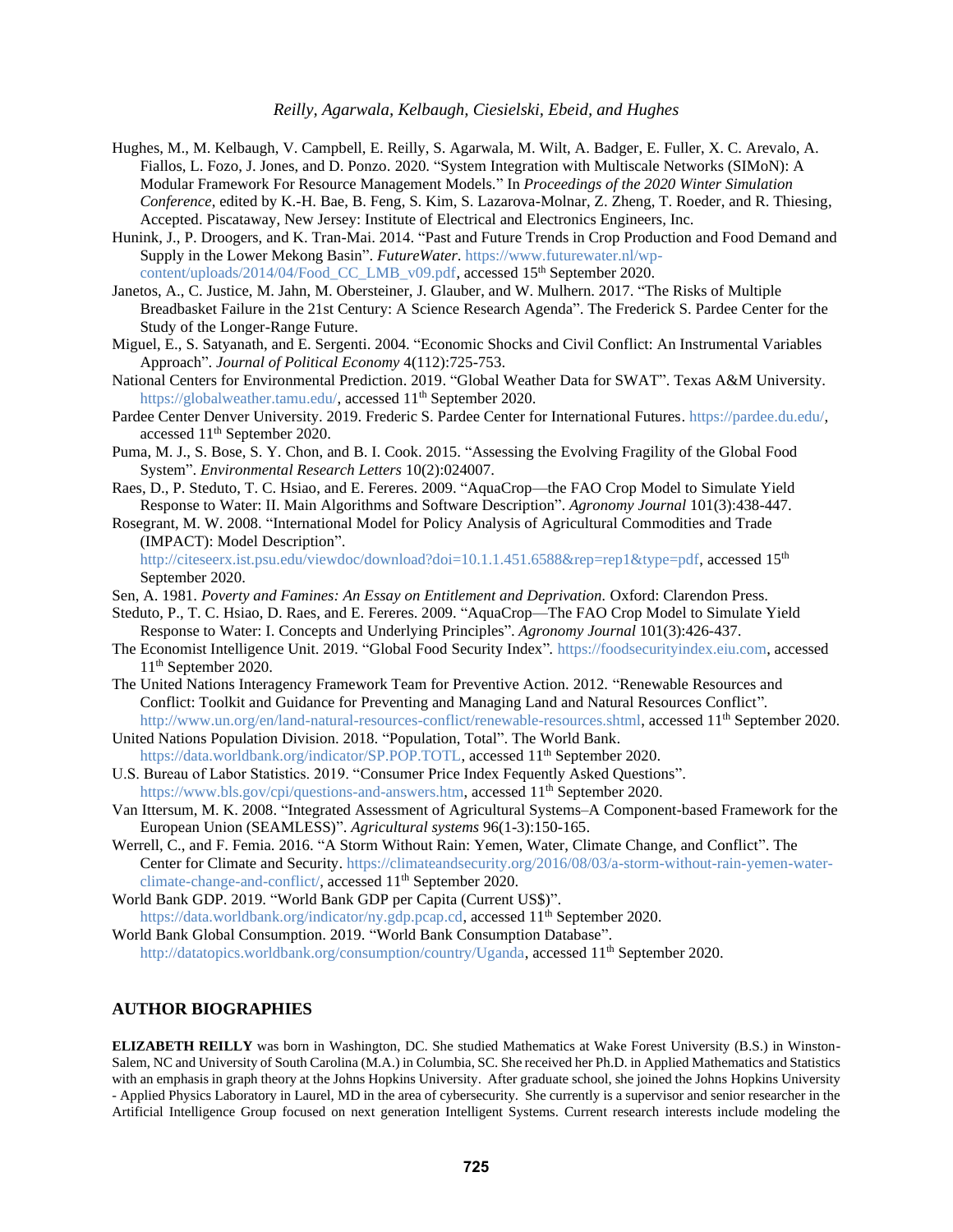Hughes, M., M. Kelbaugh, V. Campbell, E. Reilly, S. Agarwala, M. Wilt, A. Badger, E. Fuller, X. C. Arevalo, A. Fiallos, L. Fozo, J. Jones, and D. Ponzo. 2020. "System Integration with Multiscale Networks (SIMoN): A Modular Framework For Resource Management Models." In *Proceedings of the 2020 Winter Simulation Conference*, edited by K.-H. Bae, B. Feng, S. Kim, S. Lazarova-Molnar, Z. Zheng, T. Roeder, and R. Thiesing, Accepted. Piscataway, New Jersey: Institute of Electrical and Electronics Engineers, Inc.

Hunink, J., P. Droogers, and K. Tran-Mai. 2014. "Past and Future Trends in Crop Production and Food Demand and Supply in the Lower Mekong Basin". *FutureWater*. https://www.futurewater.nl/wp-content/uploads/2014/04/Food_CC_LMB_v09.pdf, accessed 15th September 2020.

Janetos, A., C. Justice, M. Jahn, M. Obersteiner, J. Glauber, and W. Mulhern. 2017. "The Risks of Multiple Breadbasket Failure in the 21st Century: A Science Research Agenda". The Frederick S. Pardee Center for the Study of the Longer-Range Future.

Miguel, E., S. Satyanath, and E. Sergenti. 2004. "Economic Shocks and Civil Conflict: An Instrumental Variables Approach". *Journal of Political Economy* 4(112):725-753.

National Centers for Environmental Prediction. 2019. "Global Weather Data for SWAT". Texas A&M University. https://globalweather.tamu.edu/, accessed 11th September 2020.

Pardee Center Denver University. 2019. Frederic S. Pardee Center for International Futures. https://pardee.du.edu/, accessed 11th September 2020.

Puma, M. J., S. Bose, S. Y. Chon, and B. I. Cook. 2015. "Assessing the Evolving Fragility of the Global Food System". *Environmental Research Letters* 10(2):024007.

Raes, D., P. Steduto, T. C. Hsiao, and E. Fereres. 2009. "AquaCrop—the FAO Crop Model to Simulate Yield Response to Water: II. Main Algorithms and Software Description". *Agronomy Journal* 101(3):438-447.

Rosegrant, M. W. 2008. "International Model for Policy Analysis of Agricultural Commodities and Trade (IMPACT): Model Description". http://citeseerx.ist.psu.edu/viewdoc/download?doi=10.1.1.451.6588&rep=rep1&type=pdf, accessed 15th September 2020.

Sen, A. 1981. *Poverty and Famines: An Essay on Entitlement and Deprivation.* Oxford: Clarendon Press.

Steduto, P., T. C. Hsiao, D. Raes, and E. Fereres. 2009. "AquaCrop—The FAO Crop Model to Simulate Yield Response to Water: I. Concepts and Underlying Principles". *Agronomy Journal* 101(3):426-437.

The Economist Intelligence Unit. 2019. "Global Food Security Index". https://foodsecurityindex.eiu.com, accessed 11th September 2020.

The United Nations Interagency Framework Team for Preventive Action. 2012. "Renewable Resources and Conflict: Toolkit and Guidance for Preventing and Managing Land and Natural Resources Conflict". http://www.un.org/en/land-natural-resources-conflict/renewable-resources.shtml, accessed 11th September 2020.

United Nations Population Division. 2018. "Population, Total". The World Bank. https://data.worldbank.org/indicator/SP.POP.TOTL, accessed 11th September 2020.

U.S. Bureau of Labor Statistics. 2019. "Consumer Price Index Fequently Asked Questions". https://www.bls.gov/cpi/questions-and-answers.htm, accessed 11th September 2020.

Van Ittersum, M. K. 2008. "Integrated Assessment of Agricultural Systems–A Component-based Framework for the European Union (SEAMLESS)". *Agricultural systems* 96(1-3):150-165.

Werrell, C., and F. Femia. 2016. "A Storm Without Rain: Yemen, Water, Climate Change, and Conflict". The Center for Climate and Security. https://climateandsecurity.org/2016/08/03/a-storm-without-rain-yemen-water-climate-change-and-conflict/, accessed 11th September 2020.

World Bank GDP. 2019. "World Bank GDP per Capita (Current US$)". https://data.worldbank.org/indicator/ny.gdp.pcap.cd, accessed 11th September 2020.

World Bank Global Consumption. 2019. "World Bank Consumption Database". http://datatopics.worldbank.org/consumption/country/Uganda, accessed 11th September 2020.

## AUTHOR BIOGRAPHIES

**ELIZABETH REILLY** was born in Washington, DC. She studied Mathematics at Wake Forest University (B.S.) in Winston-Salem, NC and University of South Carolina (M.A.) in Columbia, SC. She received her Ph.D. in Applied Mathematics and Statistics with an emphasis in graph theory at the Johns Hopkins University. After graduate school, she joined the Johns Hopkins University - Applied Physics Laboratory in Laurel, MD in the area of cybersecurity. She currently is a supervisor and senior researcher in the Artificial Intelligence Group focused on next generation Intelligent Systems. Current research interests include modeling the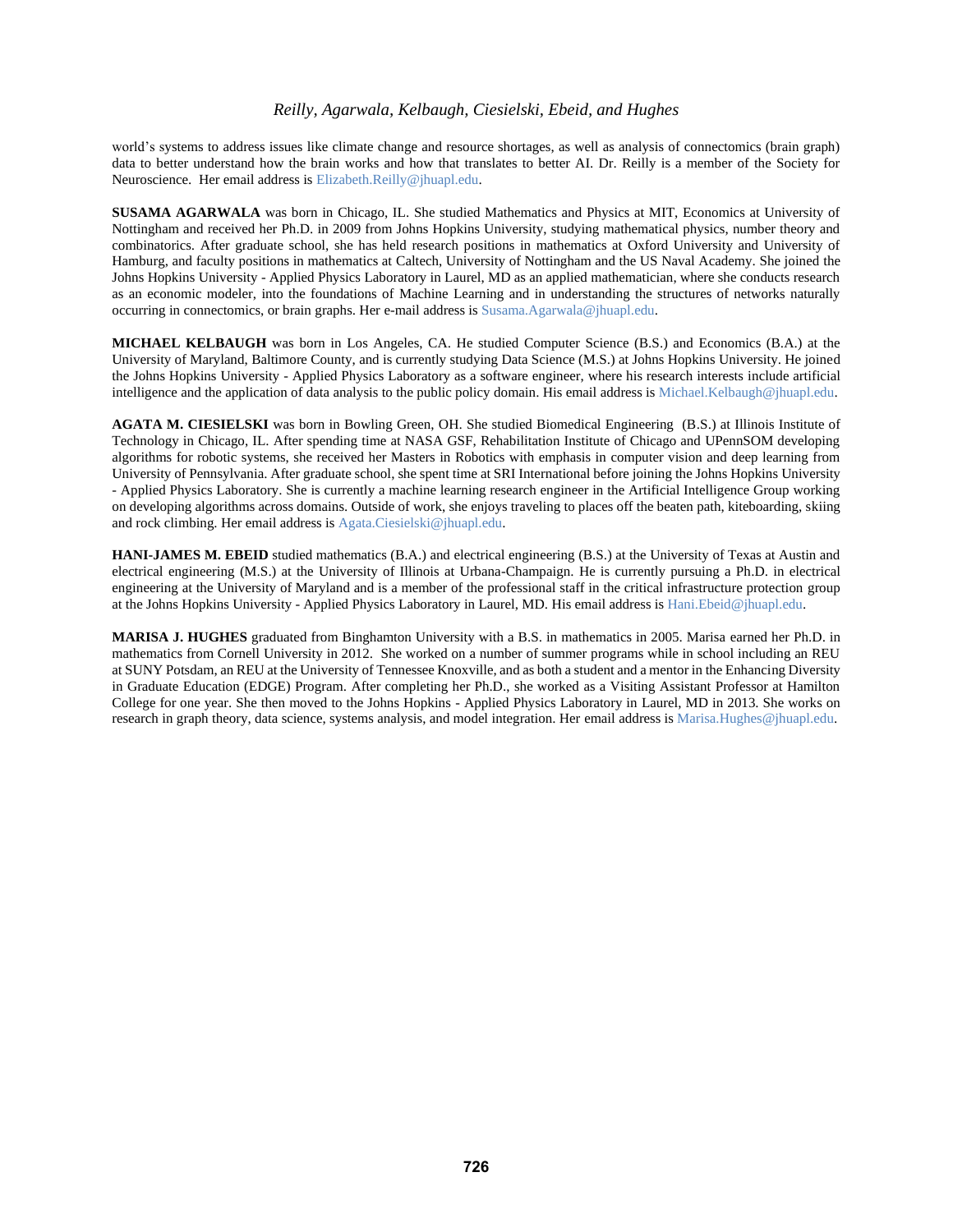world's systems to address issues like climate change and resource shortages, as well as analysis of connectomics (brain graph) data to better understand how the brain works and how that translates to better AI. Dr. Reilly is a member of the Society for Neuroscience. Her email address is Elizabeth.Reilly@jhuapl.edu.

**SUSAMA AGARWALA** was born in Chicago, IL. She studied Mathematics and Physics at MIT, Economics at University of Nottingham and received her Ph.D. in 2009 from Johns Hopkins University, studying mathematical physics, number theory and combinatorics. After graduate school, she has held research positions in mathematics at Oxford University and University of Hamburg, and faculty positions in mathematics at Caltech, University of Nottingham and the US Naval Academy. She joined the Johns Hopkins University - Applied Physics Laboratory in Laurel, MD as an applied mathematician, where she conducts research as an economic modeler, into the foundations of Machine Learning and in understanding the structures of networks naturally occurring in connectomics, or brain graphs. Her e-mail address is Susama.Agarwala@jhuapl.edu.

**MICHAEL KELBAUGH** was born in Los Angeles, CA. He studied Computer Science (B.S.) and Economics (B.A.) at the University of Maryland, Baltimore County, and is currently studying Data Science (M.S.) at Johns Hopkins University. He joined the Johns Hopkins University - Applied Physics Laboratory as a software engineer, where his research interests include artificial intelligence and the application of data analysis to the public policy domain. His email address is Michael.Kelbaugh@jhuapl.edu.

**AGATA M. CIESIELSKI** was born in Bowling Green, OH. She studied Biomedical Engineering (B.S.) at Illinois Institute of Technology in Chicago, IL. After spending time at NASA GSF, Rehabilitation Institute of Chicago and UPennSOM developing algorithms for robotic systems, she received her Masters in Robotics with emphasis in computer vision and deep learning from University of Pennsylvania. After graduate school, she spent time at SRI International before joining the Johns Hopkins University - Applied Physics Laboratory. She is currently a machine learning research engineer in the Artificial Intelligence Group working on developing algorithms across domains. Outside of work, she enjoys traveling to places off the beaten path, kiteboarding, skiing and rock climbing. Her email address is Agata.Ciesielski@jhuapl.edu.

**HANI-JAMES M. EBEID** studied mathematics (B.A.) and electrical engineering (B.S.) at the University of Texas at Austin and electrical engineering (M.S.) at the University of Illinois at Urbana-Champaign. He is currently pursuing a Ph.D. in electrical engineering at the University of Maryland and is a member of the professional staff in the critical infrastructure protection group at the Johns Hopkins University - Applied Physics Laboratory in Laurel, MD. His email address is Hani.Ebeid@jhuapl.edu.

**MARISA J. HUGHES** graduated from Binghamton University with a B.S. in mathematics in 2005. Marisa earned her Ph.D. in mathematics from Cornell University in 2012. She worked on a number of summer programs while in school including an REU at SUNY Potsdam, an REU at the University of Tennessee Knoxville, and as both a student and a mentor in the Enhancing Diversity in Graduate Education (EDGE) Program. After completing her Ph.D., she worked as a Visiting Assistant Professor at Hamilton College for one year. She then moved to the Johns Hopkins - Applied Physics Laboratory in Laurel, MD in 2013. She works on research in graph theory, data science, systems analysis, and model integration. Her email address is Marisa.Hughes@jhuapl.edu.